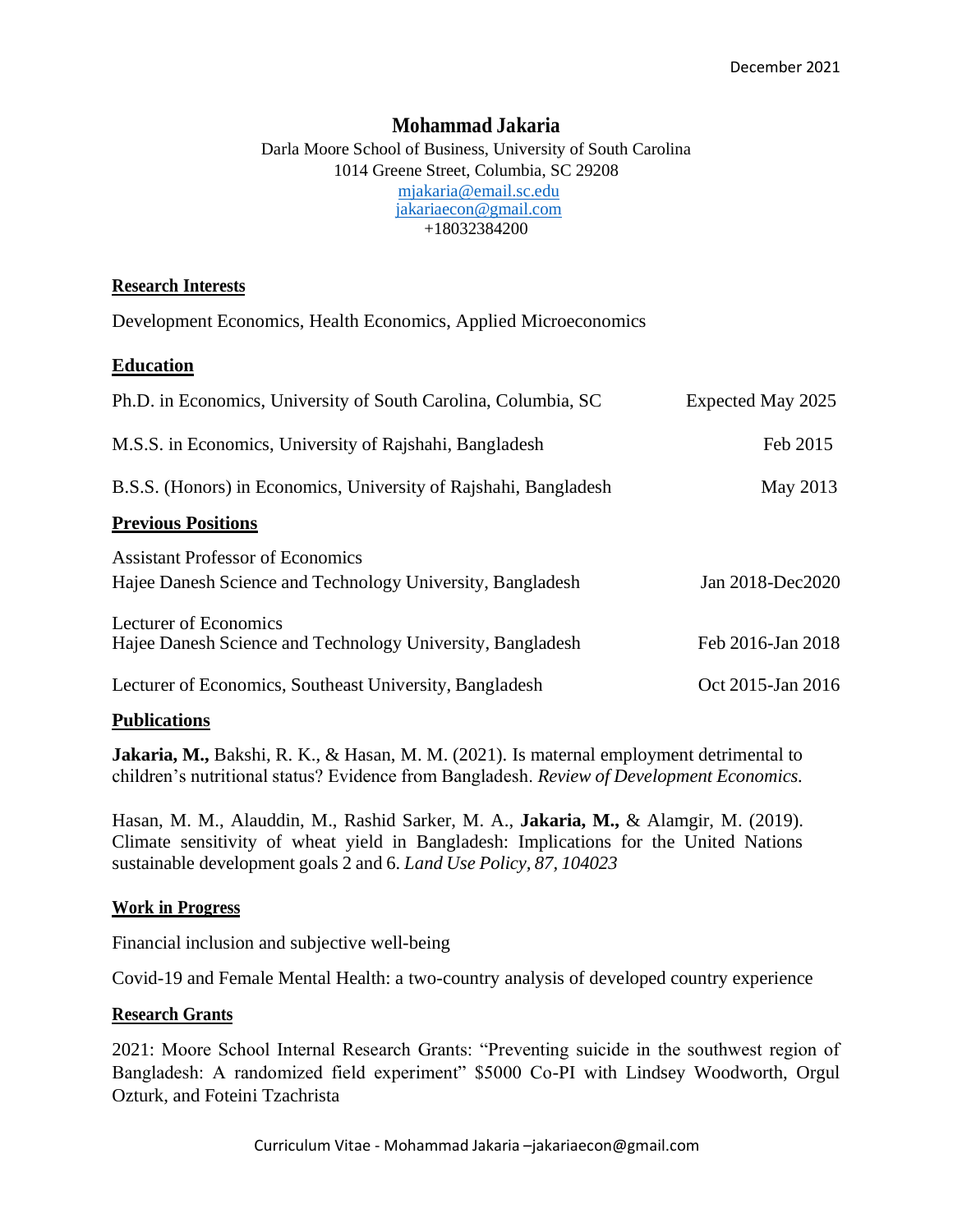December 2021

# Mohammad Jakaria

Darla Moore School of Business, University of South Carolina
1014 Greene Street, Columbia, SC 29208
mjakaria@email.sc.edu
jakariaecon@gmail.com
+18032384200

## Research Interests

Development Economics, Health Economics, Applied Microeconomics

## Education

Ph.D. in Economics, University of South Carolina, Columbia, SC — Expected May 2025

M.S.S. in Economics, University of Rajshahi, Bangladesh — Feb 2015

B.S.S. (Honors) in Economics, University of Rajshahi, Bangladesh — May 2013

## Previous Positions

Assistant Professor of Economics
Hajee Danesh Science and Technology University, Bangladesh — Jan 2018-Dec2020

Lecturer of Economics
Hajee Danesh Science and Technology University, Bangladesh — Feb 2016-Jan 2018

Lecturer of Economics, Southeast University, Bangladesh — Oct 2015-Jan 2016

## Publications

**Jakaria, M.,** Bakshi, R. K., & Hasan, M. M. (2021). Is maternal employment detrimental to children's nutritional status? Evidence from Bangladesh. *Review of Development Economics.*

Hasan, M. M., Alauddin, M., Rashid Sarker, M. A., **Jakaria, M.,** & Alamgir, M. (2019). Climate sensitivity of wheat yield in Bangladesh: Implications for the United Nations sustainable development goals 2 and 6. *Land Use Policy, 87, 104023*

## Work in Progress

Financial inclusion and subjective well-being

Covid-19 and Female Mental Health: a two-country analysis of developed country experience

## Research Grants

2021: Moore School Internal Research Grants: "Preventing suicide in the southwest region of Bangladesh: A randomized field experiment" $5000 Co-PI with Lindsey Woodworth, Orgul Ozturk, and Foteini Tzachrista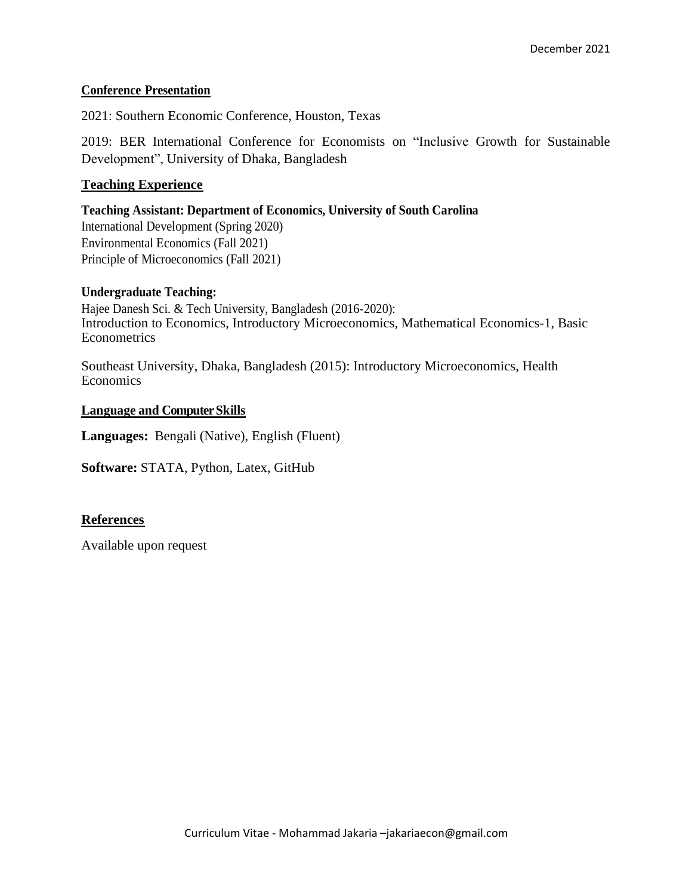## Conference Presentation

2021: Southern Economic Conference, Houston, Texas

2019: BER International Conference for Economists on "Inclusive Growth for Sustainable Development", University of Dhaka, Bangladesh

## Teaching Experience

**Teaching Assistant: Department of Economics, University of South Carolina**
International Development (Spring 2020)
Environmental Economics (Fall 2021)
Principle of Microeconomics (Fall 2021)

**Undergraduate Teaching:**
Hajee Danesh Sci. & Tech University, Bangladesh (2016-2020):
Introduction to Economics, Introductory Microeconomics, Mathematical Economics-1, Basic Econometrics

Southeast University, Dhaka, Bangladesh (2015): Introductory Microeconomics, Health Economics

## Language and Computer Skills

**Languages:** Bengali (Native), English (Fluent)

**Software:** STATA, Python, Latex, GitHub

## References

Available upon request